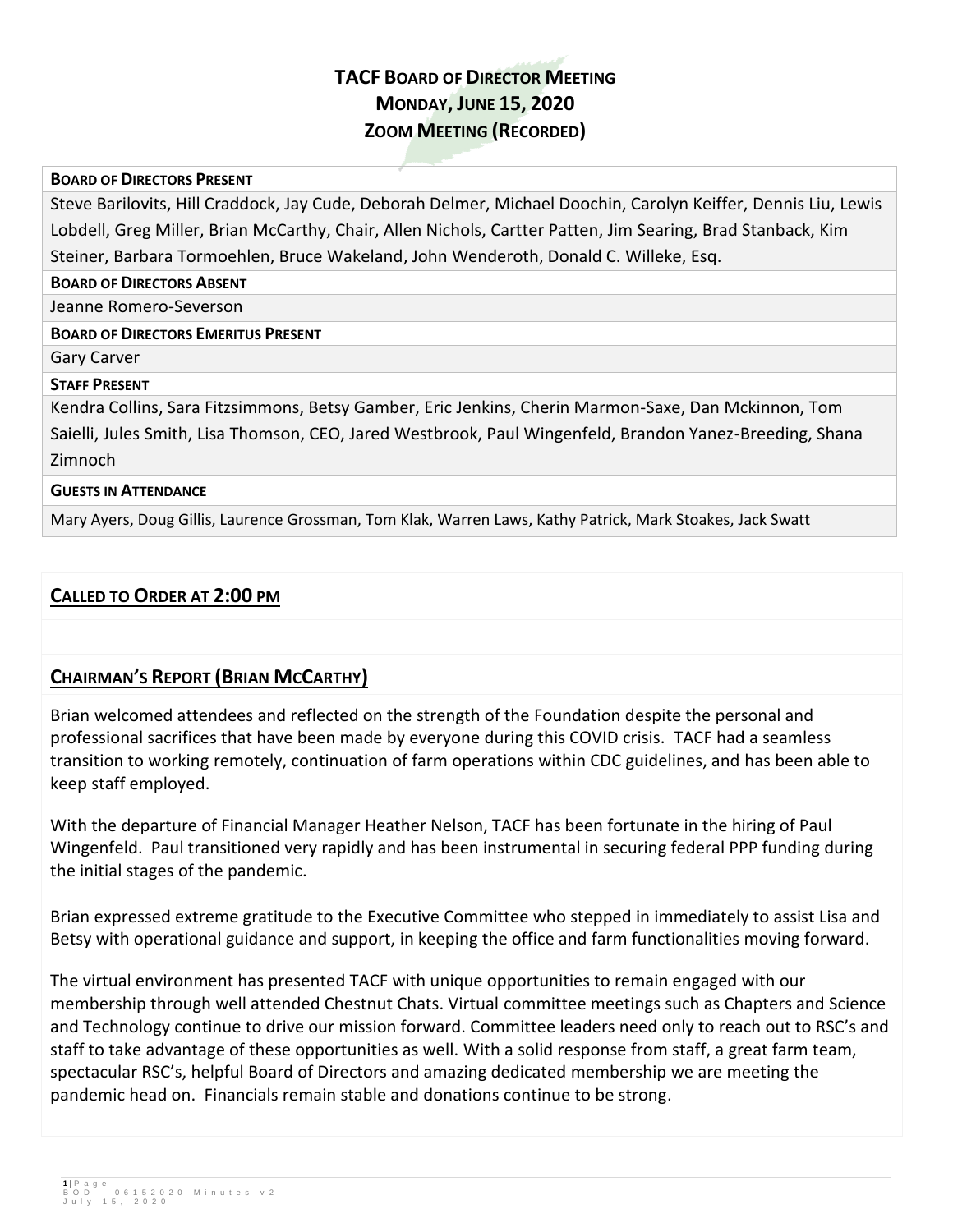# TACF Board of Director Meeting
## Monday, June 15, 2020
## Zoom Meeting (Recorded)

**BOARD OF DIRECTORS PRESENT**

Steve Barilovits, Hill Craddock, Jay Cude, Deborah Delmer, Michael Doochin, Carolyn Keiffer, Dennis Liu, Lewis Lobdell, Greg Miller, Brian McCarthy, Chair, Allen Nichols, Cartter Patten, Jim Searing, Brad Stanback, Kim Steiner, Barbara Tormoehlen, Bruce Wakeland, John Wenderoth, Donald C. Willeke, Esq.

**BOARD OF DIRECTORS ABSENT**

Jeanne Romero-Severson

**BOARD OF DIRECTORS EMERITUS PRESENT**

Gary Carver

**STAFF PRESENT**

Kendra Collins, Sara Fitzsimmons, Betsy Gamber, Eric Jenkins, Cherin Marmon-Saxe, Dan Mckinnon, Tom Saielli, Jules Smith, Lisa Thomson, CEO, Jared Westbrook, Paul Wingenfeld, Brandon Yanez-Breeding, Shana Zimnoch

**GUESTS IN ATTENDANCE**

Mary Ayers, Doug Gillis, Laurence Grossman, Tom Klak, Warren Laws, Kathy Patrick, Mark Stoakes, Jack Swatt

## CALLED TO ORDER AT 2:00 PM

## CHAIRMAN'S REPORT (BRIAN MCCARTHY)

Brian welcomed attendees and reflected on the strength of the Foundation despite the personal and professional sacrifices that have been made by everyone during this COVID crisis. TACF had a seamless transition to working remotely, continuation of farm operations within CDC guidelines, and has been able to keep staff employed.

With the departure of Financial Manager Heather Nelson, TACF has been fortunate in the hiring of Paul Wingenfeld. Paul transitioned very rapidly and has been instrumental in securing federal PPP funding during the initial stages of the pandemic.

Brian expressed extreme gratitude to the Executive Committee who stepped in immediately to assist Lisa and Betsy with operational guidance and support, in keeping the office and farm functionalities moving forward.

The virtual environment has presented TACF with unique opportunities to remain engaged with our membership through well attended Chestnut Chats. Virtual committee meetings such as Chapters and Science and Technology continue to drive our mission forward. Committee leaders need only to reach out to RSC's and staff to take advantage of these opportunities as well. With a solid response from staff, a great farm team, spectacular RSC's, helpful Board of Directors and amazing dedicated membership we are meeting the pandemic head on. Financials remain stable and donations continue to be strong.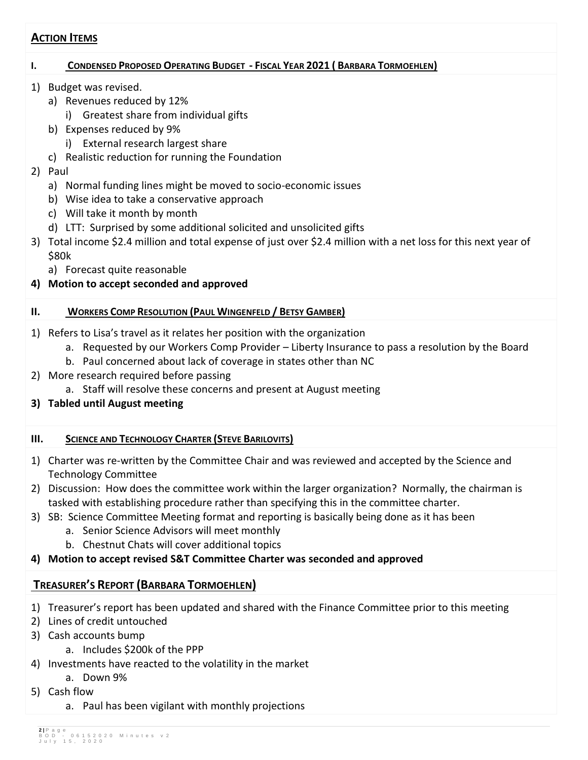## Action Items

### I. Condensed Proposed Operating Budget - Fiscal Year 2021 ( Barbara Tormoehlen)

1) Budget was revised.
   a) Revenues reduced by 12%
      i) Greatest share from individual gifts
   b) Expenses reduced by 9%
      i) External research largest share
   c) Realistic reduction for running the Foundation
2) Paul
   a) Normal funding lines might be moved to socio-economic issues
   b) Wise idea to take a conservative approach
   c) Will take it month by month
   d) LTT: Surprised by some additional solicited and unsolicited gifts
3) Total income $2.4 million and total expense of just over $2.4 million with a net loss for this next year of $80k
   a) Forecast quite reasonable
4) **Motion to accept seconded and approved**

### II. Workers Comp Resolution (Paul Wingenfeld / Betsy Gamber)

1) Refers to Lisa's travel as it relates her position with the organization
   a. Requested by our Workers Comp Provider – Liberty Insurance to pass a resolution by the Board
   b. Paul concerned about lack of coverage in states other than NC
2) More research required before passing
   a. Staff will resolve these concerns and present at August meeting
3) **Tabled until August meeting**

### III. Science and Technology Charter (Steve Barilovits)

1) Charter was re-written by the Committee Chair and was reviewed and accepted by the Science and Technology Committee
2) Discussion: How does the committee work within the larger organization? Normally, the chairman is tasked with establishing procedure rather than specifying this in the committee charter.
3) SB: Science Committee Meeting format and reporting is basically being done as it has been
   a. Senior Science Advisors will meet monthly
   b. Chestnut Chats will cover additional topics
4) **Motion to accept revised S&T Committee Charter was seconded and approved**

## Treasurer's Report (Barbara Tormoehlen)

1) Treasurer's report has been updated and shared with the Finance Committee prior to this meeting
2) Lines of credit untouched
3) Cash accounts bump
   a. Includes $200k of the PPP
4) Investments have reacted to the volatility in the market
   a. Down 9%
5) Cash flow
   a. Paul has been vigilant with monthly projections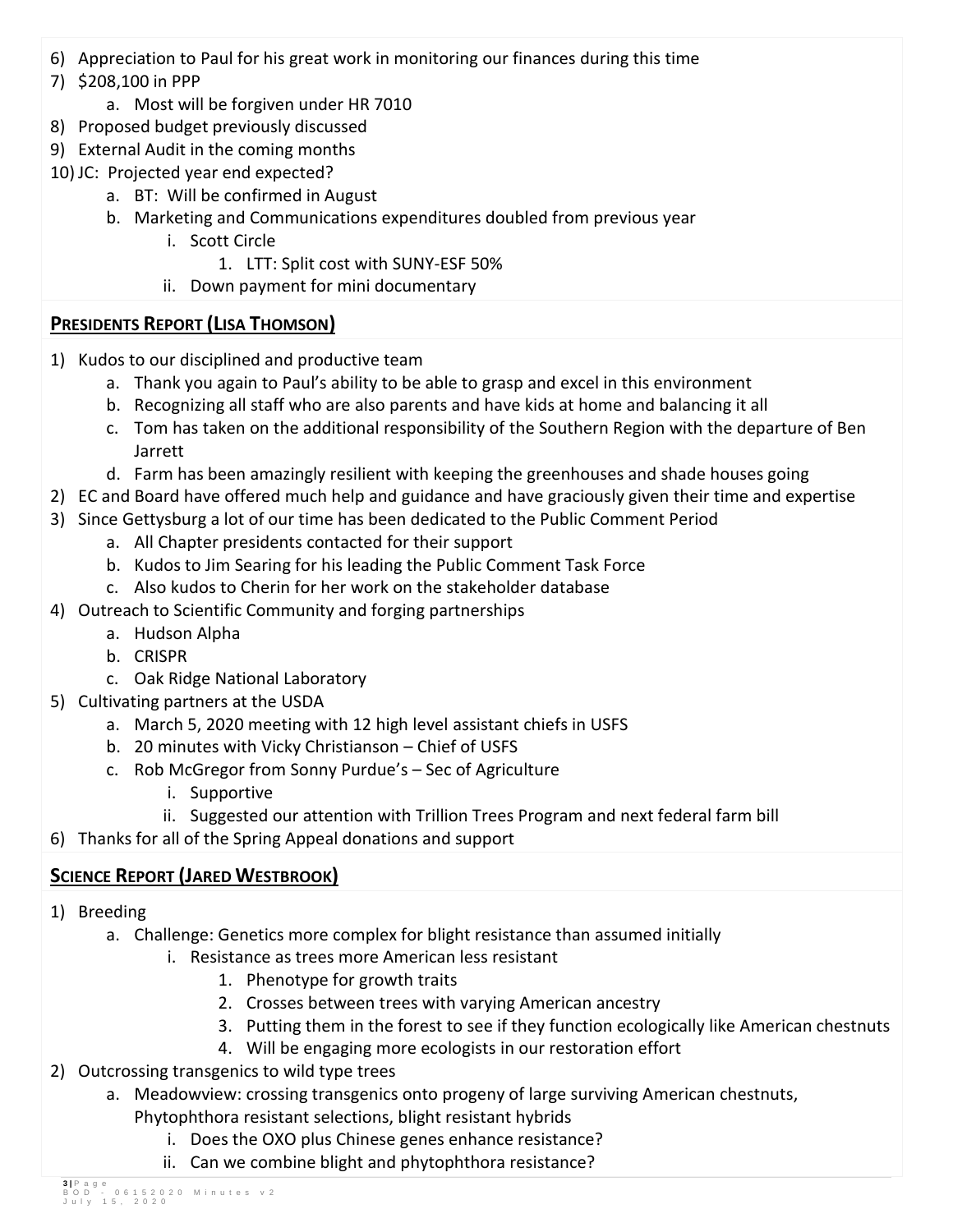6) Appreciation to Paul for his great work in monitoring our finances during this time
7) $208,100 in PPP
    a. Most will be forgiven under HR 7010
8) Proposed budget previously discussed
9) External Audit in the coming months
10) JC: Projected year end expected?
    a. BT: Will be confirmed in August
    b. Marketing and Communications expenditures doubled from previous year
        i. Scott Circle
            1. LTT: Split cost with SUNY-ESF 50%
        ii. Down payment for mini documentary

## **PRESIDENTS REPORT (LISA THOMSON)**

1) Kudos to our disciplined and productive team
    a. Thank you again to Paul's ability to be able to grasp and excel in this environment
    b. Recognizing all staff who are also parents and have kids at home and balancing it all
    c. Tom has taken on the additional responsibility of the Southern Region with the departure of Ben Jarrett
    d. Farm has been amazingly resilient with keeping the greenhouses and shade houses going
2) EC and Board have offered much help and guidance and have graciously given their time and expertise
3) Since Gettysburg a lot of our time has been dedicated to the Public Comment Period
    a. All Chapter presidents contacted for their support
    b. Kudos to Jim Searing for his leading the Public Comment Task Force
    c. Also kudos to Cherin for her work on the stakeholder database
4) Outreach to Scientific Community and forging partnerships
    a. Hudson Alpha
    b. CRISPR
    c. Oak Ridge National Laboratory
5) Cultivating partners at the USDA
    a. March 5, 2020 meeting with 12 high level assistant chiefs in USFS
    b. 20 minutes with Vicky Christianson – Chief of USFS
    c. Rob McGregor from Sonny Purdue's – Sec of Agriculture
        i. Supportive
        ii. Suggested our attention with Trillion Trees Program and next federal farm bill
6) Thanks for all of the Spring Appeal donations and support

## **SCIENCE REPORT (JARED WESTBROOK)**

1) Breeding
    a. Challenge: Genetics more complex for blight resistance than assumed initially
        i. Resistance as trees more American less resistant
            1. Phenotype for growth traits
            2. Crosses between trees with varying American ancestry
            3. Putting them in the forest to see if they function ecologically like American chestnuts
            4. Will be engaging more ecologists in our restoration effort
2) Outcrossing transgenics to wild type trees
    a. Meadowview: crossing transgenics onto progeny of large surviving American chestnuts, Phytophthora resistant selections, blight resistant hybrids
        i. Does the OXO plus Chinese genes enhance resistance?
        ii. Can we combine blight and phytophthora resistance?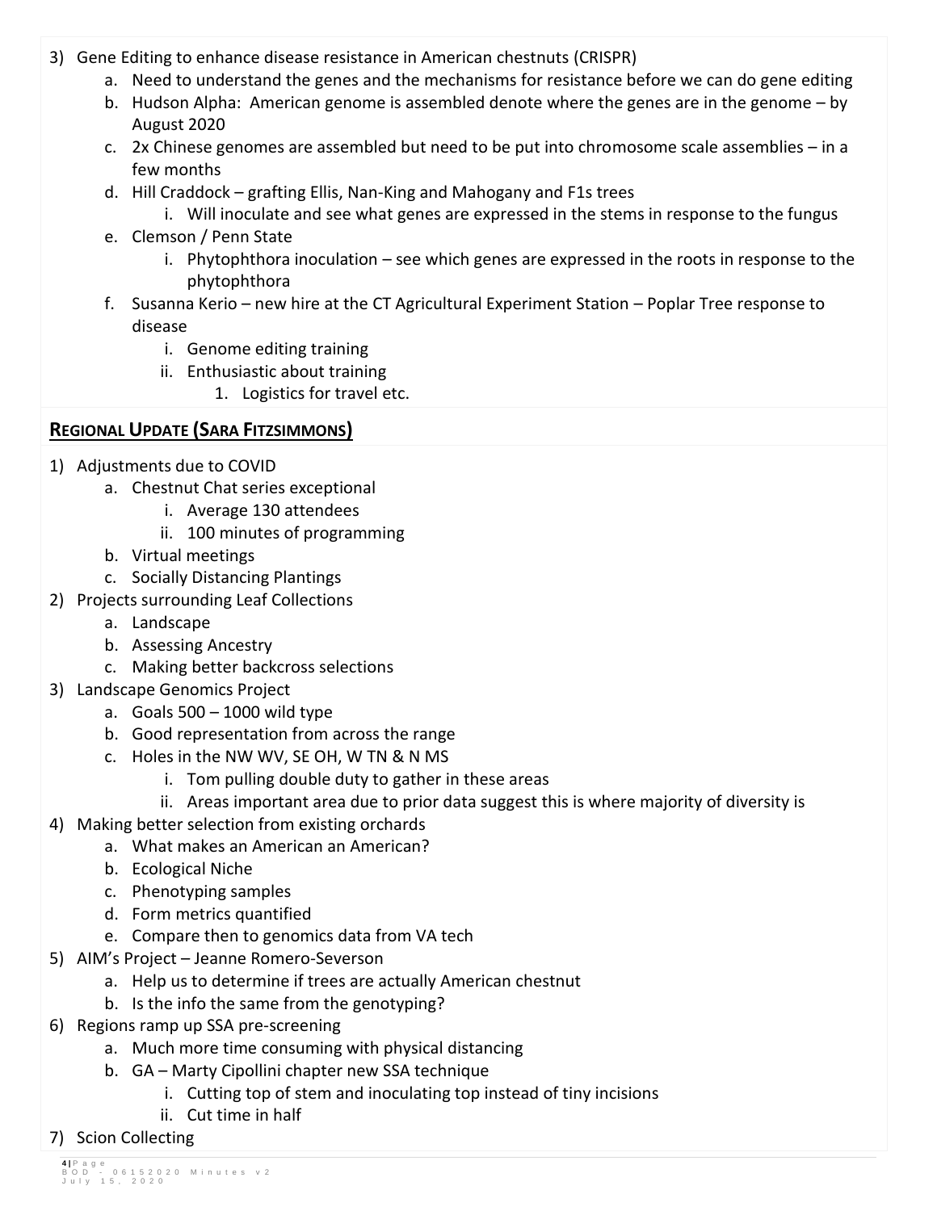3) Gene Editing to enhance disease resistance in American chestnuts (CRISPR)
    a. Need to understand the genes and the mechanisms for resistance before we can do gene editing
    b. Hudson Alpha: American genome is assembled denote where the genes are in the genome – by August 2020
    c. 2x Chinese genomes are assembled but need to be put into chromosome scale assemblies – in a few months
    d. Hill Craddock – grafting Ellis, Nan-King and Mahogany and F1s trees
        i. Will inoculate and see what genes are expressed in the stems in response to the fungus
    e. Clemson / Penn State
        i. Phytophthora inoculation – see which genes are expressed in the roots in response to the phytophthora
    f. Susanna Kerio – new hire at the CT Agricultural Experiment Station – Poplar Tree response to disease
        i. Genome editing training
        ii. Enthusiastic about training
            1. Logistics for travel etc.

## Regional Update (Sara Fitzsimmons)

1) Adjustments due to COVID
    a. Chestnut Chat series exceptional
        i. Average 130 attendees
        ii. 100 minutes of programming
    b. Virtual meetings
    c. Socially Distancing Plantings
2) Projects surrounding Leaf Collections
    a. Landscape
    b. Assessing Ancestry
    c. Making better backcross selections
3) Landscape Genomics Project
    a. Goals 500 – 1000 wild type
    b. Good representation from across the range
    c. Holes in the NW WV, SE OH, W TN & N MS
        i. Tom pulling double duty to gather in these areas
        ii. Areas important area due to prior data suggest this is where majority of diversity is
4) Making better selection from existing orchards
    a. What makes an American an American?
    b. Ecological Niche
    c. Phenotyping samples
    d. Form metrics quantified
    e. Compare then to genomics data from VA tech
5) AIM's Project – Jeanne Romero-Severson
    a. Help us to determine if trees are actually American chestnut
    b. Is the info the same from the genotyping?
6) Regions ramp up SSA pre-screening
    a. Much more time consuming with physical distancing
    b. GA – Marty Cipollini chapter new SSA technique
        i. Cutting top of stem and inoculating top instead of tiny incisions
        ii. Cut time in half
7) Scion Collecting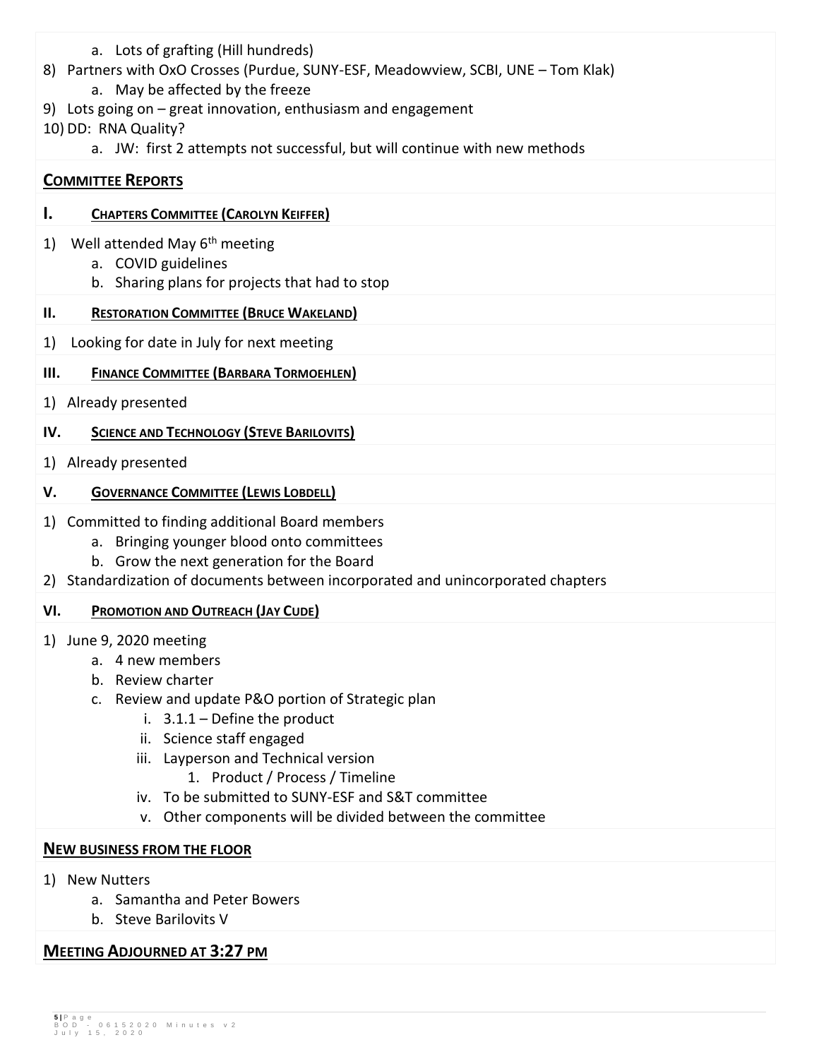a. Lots of grafting (Hill hundreds)

8) Partners with OxO Crosses (Purdue, SUNY-ESF, Meadowview, SCBI, UNE – Tom Klak)
   a. May be affected by the freeze
9) Lots going on – great innovation, enthusiasm and engagement
10) DD: RNA Quality?
   a. JW: first 2 attempts not successful, but will continue with new methods

## COMMITTEE REPORTS

### I. CHAPTERS COMMITTEE (CAROLYN KEIFFER)

1) Well attended May 6th meeting
   a. COVID guidelines
   b. Sharing plans for projects that had to stop

### II. RESTORATION COMMITTEE (BRUCE WAKELAND)

1) Looking for date in July for next meeting

### III. FINANCE COMMITTEE (BARBARA TORMOEHLEN)

1) Already presented

### IV. SCIENCE AND TECHNOLOGY (STEVE BARILOVITS)

1) Already presented

### V. GOVERNANCE COMMITTEE (LEWIS LOBDELL)

1) Committed to finding additional Board members
   a. Bringing younger blood onto committees
   b. Grow the next generation for the Board
2) Standardization of documents between incorporated and unincorporated chapters

### VI. PROMOTION AND OUTREACH (JAY CUDE)

1) June 9, 2020 meeting
   a. 4 new members
   b. Review charter
   c. Review and update P&O portion of Strategic plan
      i. 3.1.1 – Define the product
      ii. Science staff engaged
      iii. Layperson and Technical version
         1. Product / Process / Timeline
      iv. To be submitted to SUNY-ESF and S&T committee
      v. Other components will be divided between the committee

## NEW BUSINESS FROM THE FLOOR

1) New Nutters
   a. Samantha and Peter Bowers
   b. Steve Barilovits V

## MEETING ADJOURNED AT 3:27 PM